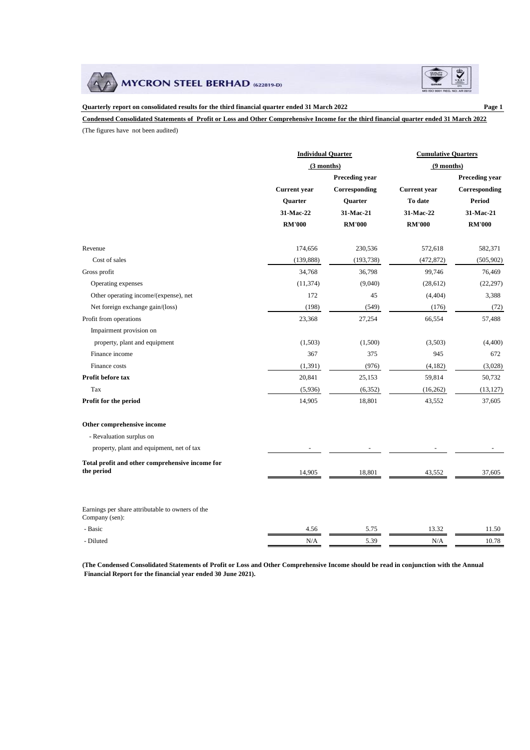**MYCRON STEEL BERHAD (622819-D)**

**Quarterly report on consolidated results for the third financial quarter ended 31 March 2022**

**Condensed Consolidated Statements of Profit or Loss and Other Comprehensive Income for the third financial quarter ended 31 March 2022**

(The figures have not been audited)

| | Individual Quarter (3 months) | | Cumulative Quarters (9 months) | |
|---|---|---|---|---|
| | Current year Quarter 31-Mac-22 RM'000 | Preceding year Corresponding Quarter 31-Mac-21 RM'000 | Current year To date 31-Mac-22 RM'000 | Preceding year Corresponding Period 31-Mac-21 RM'000 |
| Revenue | 174,656 | 230,536 | 572,618 | 582,371 |
| Cost of sales | (139,888) | (193,738) | (472,872) | (505,902) |
| Gross profit | 34,768 | 36,798 | 99,746 | 76,469 |
| Operating expenses | (11,374) | (9,040) | (28,612) | (22,297) |
| Other operating income/(expense), net | 172 | 45 | (4,404) | 3,388 |
| Net foreign exchange gain/(loss) | (198) | (549) | (176) | (72) |
| Profit from operations | 23,368 | 27,254 | 66,554 | 57,488 |
| Impairment provision on property, plant and equipment | (1,503) | (1,500) | (3,503) | (4,400) |
| Finance income | 367 | 375 | 945 | 672 |
| Finance costs | (1,391) | (976) | (4,182) | (3,028) |
| **Profit before tax** | 20,841 | 25,153 | 59,814 | 50,732 |
| Tax | (5,936) | (6,352) | (16,262) | (13,127) |
| **Profit for the period** | 14,905 | 18,801 | 43,552 | 37,605 |
| **Other comprehensive income** | | | | |
| - Revaluation surplus on property, plant and equipment, net of tax | - | - | - | - |
| **Total profit and other comprehensive income for the period** | 14,905 | 18,801 | 43,552 | 37,605 |
| Earnings per share attributable to owners of the Company (sen): | | | | |
| - Basic | 4.56 | 5.75 | 13.32 | 11.50 |
| - Diluted | N/A | 5.39 | N/A | 10.78 |

**(The Condensed Consolidated Statements of Profit or Loss and Other Comprehensive Income should be read in conjunction with the Annual Financial Report for the financial year ended 30 June 2021).**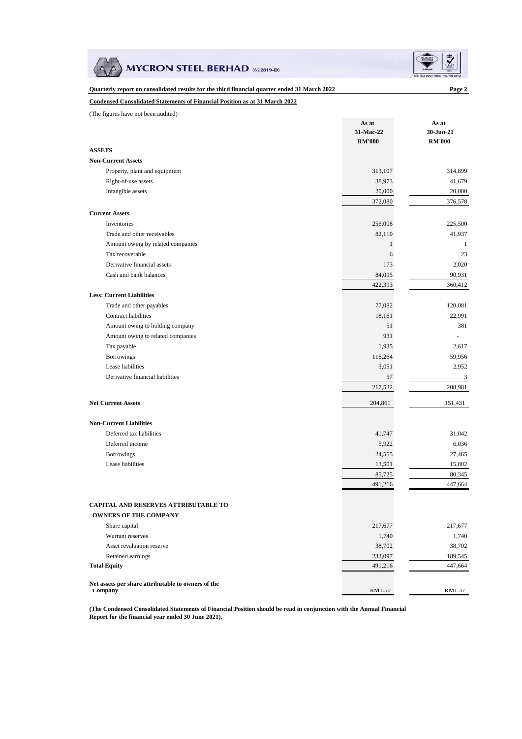**Quarterly report on consolidated results for the third financial quarter ended 31 March 2022**

**Condensed Consolidated Statements of Financial Position as at 31 March 2022**

(The figures have not been audited)

| | As at 31-Mac-22 RM'000 | As at 30-Jun-21 RM'000 |
|---|---|---|
| **ASSETS** | | |
| **Non-Current Assets** | | |
| Property, plant and equipment | 313,107 | 314,899 |
| Right-of-use assets | 38,973 | 41,679 |
| Intangible assets | 20,000 | 20,000 |
| | 372,080 | 376,578 |
| **Current Assets** | | |
| Inventories | 256,008 | 225,500 |
| Trade and other receivables | 82,110 | 41,937 |
| Amount owing by related companies | 1 | 1 |
| Tax recoverable | 6 | 23 |
| Derivative financial assets | 173 | 2,020 |
| Cash and bank balances | 84,095 | 90,931 |
| | 422,393 | 360,412 |
| **Less: Current Liabilities** | | |
| Trade and other payables | 77,082 | 120,081 |
| Contract liabilities | 18,161 | 22,991 |
| Amount owing to holding company | 51 | 381 |
| Amount owing to related companies | 931 | - |
| Tax payable | 1,935 | 2,617 |
| Borrowings | 116,264 | 59,956 |
| Lease liabilities | 3,051 | 2,952 |
| Derivative financial liabilities | 57 | 3 |
| | 217,532 | 208,981 |
| **Net Current Assets** | 204,861 | 151,431 |
| **Non-Current Liabilities** | | |
| Deferred tax liabilities | 41,747 | 31,042 |
| Deferred income | 5,922 | 6,036 |
| Borrowings | 24,555 | 27,465 |
| Lease liabilities | 13,501 | 15,802 |
| | 85,725 | 80,345 |
| | 491,216 | 447,664 |
| **CAPITAL AND RESERVES ATTRIBUTABLE TO OWNERS OF THE COMPANY** | | |
| Share capital | 217,677 | 217,677 |
| Warrant reserves | 1,740 | 1,740 |
| Asset revaluation reserve | 38,702 | 38,702 |
| Retained earnings | 233,097 | 189,545 |
| **Total Equity** | 491,216 | 447,664 |
| **Net assets per share attributable to owners of the Company** | RM1.50 | RM1.37 |

**(The Condensed Consolidated Statements of Financial Position should be read in conjunction with the Annual Financial Report for the financial year ended 30 June 2021).**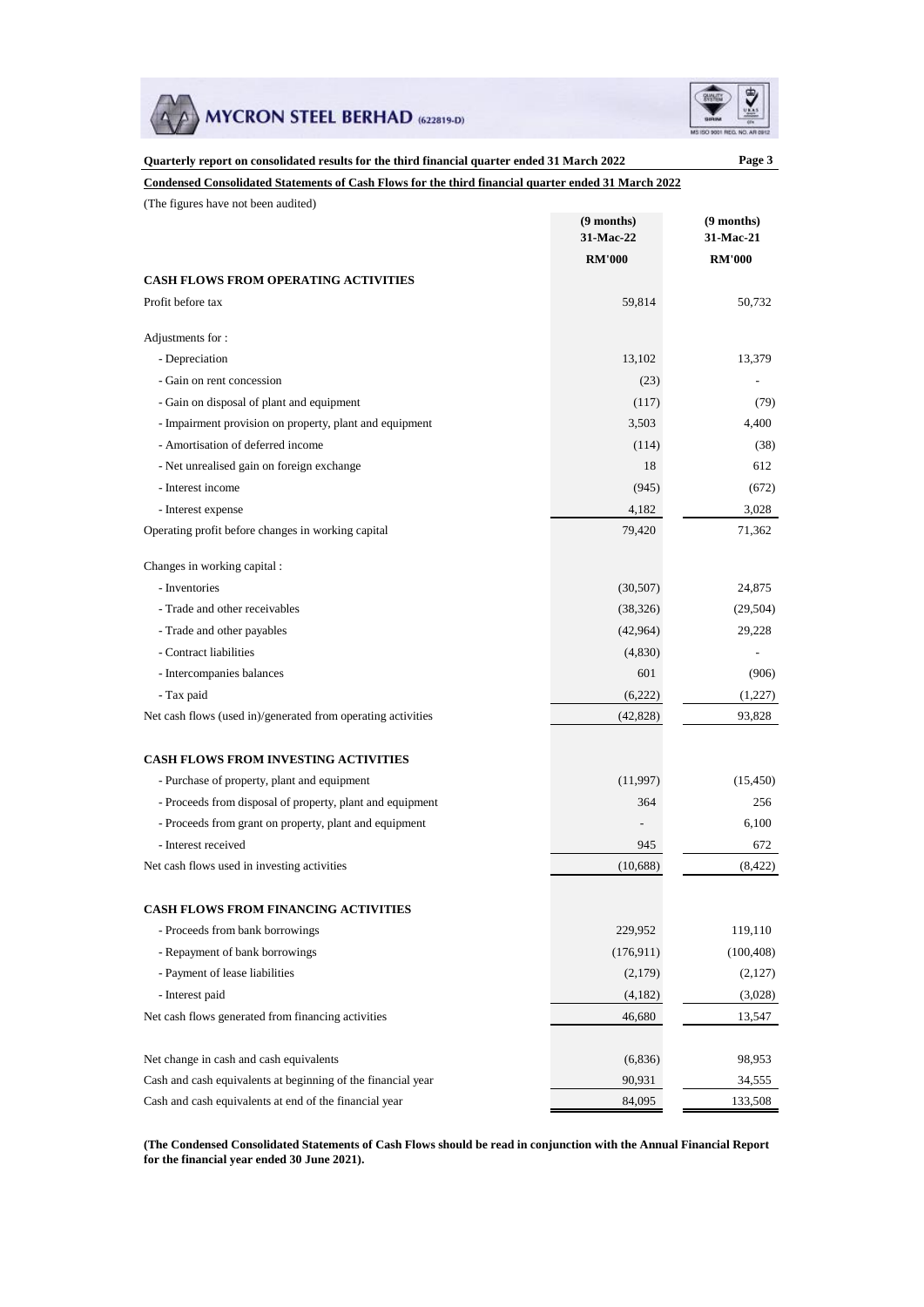**Quarterly report on consolidated results for the third financial quarter ended 31 March 2022**

**Condensed Consolidated Statements of Cash Flows for the third financial quarter ended 31 March 2022**

(The figures have not been audited)

| | (9 months) 31-Mac-22 | (9 months) 31-Mac-21 |
|---|---|---|
| | RM'000 | RM'000 |
| **CASH FLOWS FROM OPERATING ACTIVITIES** | | |
| Profit before tax | 59,814 | 50,732 |
| Adjustments for : | | |
| - Depreciation | 13,102 | 13,379 |
| - Gain on rent concession | (23) | - |
| - Gain on disposal of plant and equipment | (117) | (79) |
| - Impairment provision on property, plant and equipment | 3,503 | 4,400 |
| - Amortisation of deferred income | (114) | (38) |
| - Net unrealised gain on foreign exchange | 18 | 612 |
| - Interest income | (945) | (672) |
| - Interest expense | 4,182 | 3,028 |
| Operating profit before changes in working capital | 79,420 | 71,362 |
| Changes in working capital : | | |
| - Inventories | (30,507) | 24,875 |
| - Trade and other receivables | (38,326) | (29,504) |
| - Trade and other payables | (42,964) | 29,228 |
| - Contract liabilities | (4,830) | - |
| - Intercompanies balances | 601 | (906) |
| - Tax paid | (6,222) | (1,227) |
| Net cash flows (used in)/generated from operating activities | (42,828) | 93,828 |
| **CASH FLOWS FROM INVESTING ACTIVITIES** | | |
| - Purchase of property, plant and equipment | (11,997) | (15,450) |
| - Proceeds from disposal of property, plant and equipment | 364 | 256 |
| - Proceeds from grant on property, plant and equipment | - | 6,100 |
| - Interest received | 945 | 672 |
| Net cash flows used in investing activities | (10,688) | (8,422) |
| **CASH FLOWS FROM FINANCING ACTIVITIES** | | |
| - Proceeds from bank borrowings | 229,952 | 119,110 |
| - Repayment of bank borrowings | (176,911) | (100,408) |
| - Payment of lease liabilities | (2,179) | (2,127) |
| - Interest paid | (4,182) | (3,028) |
| Net cash flows generated from financing activities | 46,680 | 13,547 |
| Net change in cash and cash equivalents | (6,836) | 98,953 |
| Cash and cash equivalents at beginning of the financial year | 90,931 | 34,555 |
| Cash and cash equivalents at end of the financial year | 84,095 | 133,508 |

**(The Condensed Consolidated Statements of Cash Flows should be read in conjunction with the Annual Financial Report for the financial year ended 30 June 2021).**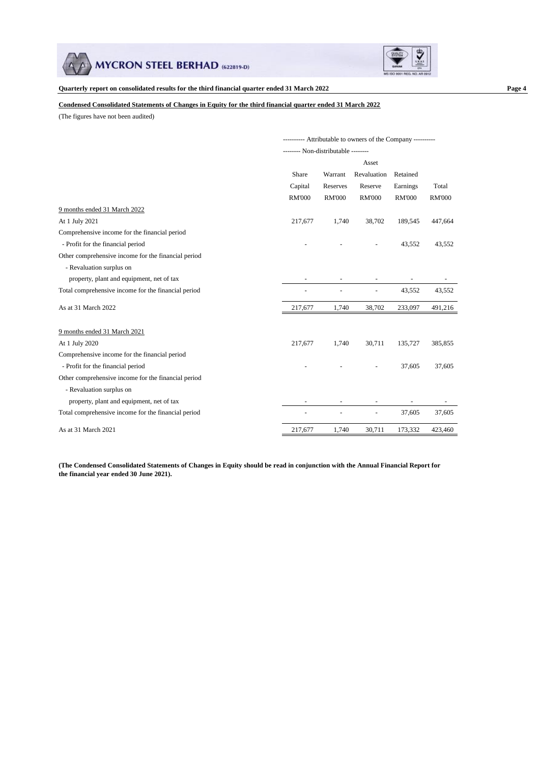**Quarterly report on consolidated results for the third financial quarter ended 31 March 2022**

**Condensed Consolidated Statements of Changes in Equity for the third financial quarter ended 31 March 2022**

(The figures have not been audited)

| | ---------- Attributable to owners of the Company ---------- | | | | |
|---|---|---|---|---|---|
| | -------- Non-distributable -------- | | | | |
| | Share Capital | Warrant Reserves | Asset Revaluation Reserve | Retained Earnings | Total |
| | RM'000 | RM'000 | RM'000 | RM'000 | RM'000 |
| 9 months ended 31 March 2022 | | | | | |
| At 1 July 2021 | 217,677 | 1,740 | 38,702 | 189,545 | 447,664 |
| Comprehensive income for the financial period | | | | | |
| - Profit for the financial period | - | - | - | 43,552 | 43,552 |
| Other comprehensive income for the financial period | | | | | |
| - Revaluation surplus on | | | | | |
| property, plant and equipment, net of tax | - | - | - | - | - |
| Total comprehensive income for the financial period | - | - | - | 43,552 | 43,552 |
| As at 31 March 2022 | 217,677 | 1,740 | 38,702 | 233,097 | 491,216 |
| | | | | | |
| 9 months ended 31 March 2021 | | | | | |
| At 1 July 2020 | 217,677 | 1,740 | 30,711 | 135,727 | 385,855 |
| Comprehensive income for the financial period | | | | | |
| - Profit for the financial period | - | - | - | 37,605 | 37,605 |
| Other comprehensive income for the financial period | | | | | |
| - Revaluation surplus on | | | | | |
| property, plant and equipment, net of tax | - | - | - | - | - |
| Total comprehensive income for the financial period | - | - | - | 37,605 | 37,605 |
| As at 31 March 2021 | 217,677 | 1,740 | 30,711 | 173,332 | 423,460 |

**(The Condensed Consolidated Statements of Changes in Equity should be read in conjunction with the Annual Financial Report for the financial year ended 30 June 2021).**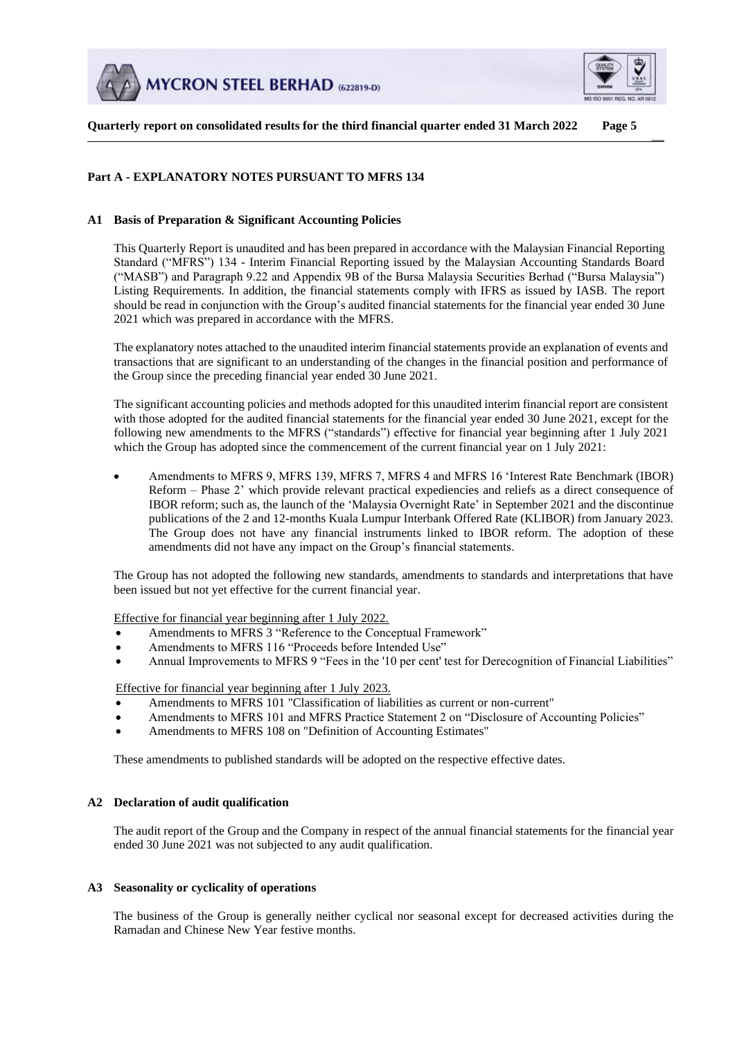## Part A - EXPLANATORY NOTES PURSUANT TO MFRS 134

### A1 Basis of Preparation & Significant Accounting Policies

This Quarterly Report is unaudited and has been prepared in accordance with the Malaysian Financial Reporting Standard ("MFRS") 134 - Interim Financial Reporting issued by the Malaysian Accounting Standards Board ("MASB") and Paragraph 9.22 and Appendix 9B of the Bursa Malaysia Securities Berhad ("Bursa Malaysia") Listing Requirements. In addition, the financial statements comply with IFRS as issued by IASB. The report should be read in conjunction with the Group's audited financial statements for the financial year ended 30 June 2021 which was prepared in accordance with the MFRS.

The explanatory notes attached to the unaudited interim financial statements provide an explanation of events and transactions that are significant to an understanding of the changes in the financial position and performance of the Group since the preceding financial year ended 30 June 2021.

The significant accounting policies and methods adopted for this unaudited interim financial report are consistent with those adopted for the audited financial statements for the financial year ended 30 June 2021, except for the following new amendments to the MFRS ("standards") effective for financial year beginning after 1 July 2021 which the Group has adopted since the commencement of the current financial year on 1 July 2021:

- Amendments to MFRS 9, MFRS 139, MFRS 7, MFRS 4 and MFRS 16 'Interest Rate Benchmark (IBOR) Reform – Phase 2' which provide relevant practical expediencies and reliefs as a direct consequence of IBOR reform; such as, the launch of the 'Malaysia Overnight Rate' in September 2021 and the discontinue publications of the 2 and 12-months Kuala Lumpur Interbank Offered Rate (KLIBOR) from January 2023. The Group does not have any financial instruments linked to IBOR reform. The adoption of these amendments did not have any impact on the Group's financial statements.

The Group has not adopted the following new standards, amendments to standards and interpretations that have been issued but not yet effective for the current financial year.

Effective for financial year beginning after 1 July 2022.

- Amendments to MFRS 3 "Reference to the Conceptual Framework"
- Amendments to MFRS 116 "Proceeds before Intended Use"
- Annual Improvements to MFRS 9 "Fees in the '10 per cent' test for Derecognition of Financial Liabilities"

Effective for financial year beginning after 1 July 2023.

- Amendments to MFRS 101 "Classification of liabilities as current or non-current"
- Amendments to MFRS 101 and MFRS Practice Statement 2 on "Disclosure of Accounting Policies"
- Amendments to MFRS 108 on "Definition of Accounting Estimates"

These amendments to published standards will be adopted on the respective effective dates.

### A2 Declaration of audit qualification

The audit report of the Group and the Company in respect of the annual financial statements for the financial year ended 30 June 2021 was not subjected to any audit qualification.

### A3 Seasonality or cyclicality of operations

The business of the Group is generally neither cyclical nor seasonal except for decreased activities during the Ramadan and Chinese New Year festive months.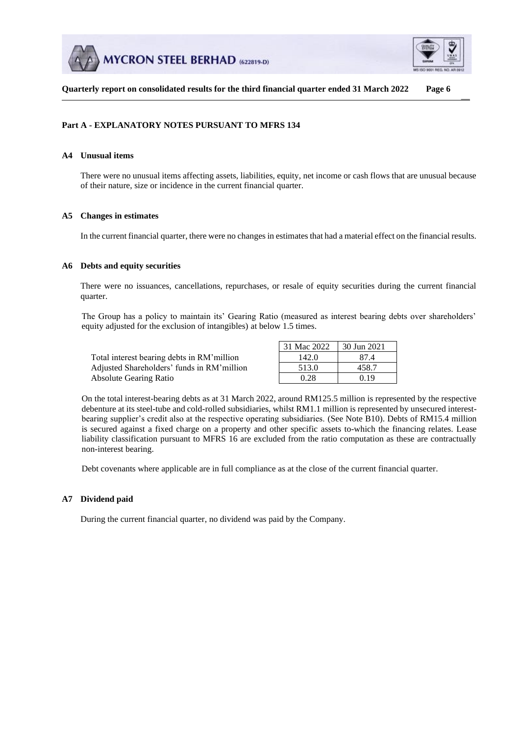## Part A - EXPLANATORY NOTES PURSUANT TO MFRS 134

### A4 Unusual items

There were no unusual items affecting assets, liabilities, equity, net income or cash flows that are unusual because of their nature, size or incidence in the current financial quarter.

### A5 Changes in estimates

In the current financial quarter, there were no changes in estimates that had a material effect on the financial results.

### A6 Debts and equity securities

There were no issuances, cancellations, repurchases, or resale of equity securities during the current financial quarter.

The Group has a policy to maintain its' Gearing Ratio (measured as interest bearing debts over shareholders' equity adjusted for the exclusion of intangibles) at below 1.5 times.

| | 31 Mac 2022 | 30 Jun 2021 |
|---|---|---|
| Total interest bearing debts in RM'million | 142.0 | 87.4 |
| Adjusted Shareholders' funds in RM'million | 513.0 | 458.7 |
| Absolute Gearing Ratio | 0.28 | 0.19 |

On the total interest-bearing debts as at 31 March 2022, around RM125.5 million is represented by the respective debenture at its steel-tube and cold-rolled subsidiaries, whilst RM1.1 million is represented by unsecured interest-bearing supplier's credit also at the respective operating subsidiaries. (See Note B10). Debts of RM15.4 million is secured against a fixed charge on a property and other specific assets to-which the financing relates. Lease liability classification pursuant to MFRS 16 are excluded from the ratio computation as these are contractually non-interest bearing.

Debt covenants where applicable are in full compliance as at the close of the current financial quarter.

### A7 Dividend paid

During the current financial quarter, no dividend was paid by the Company.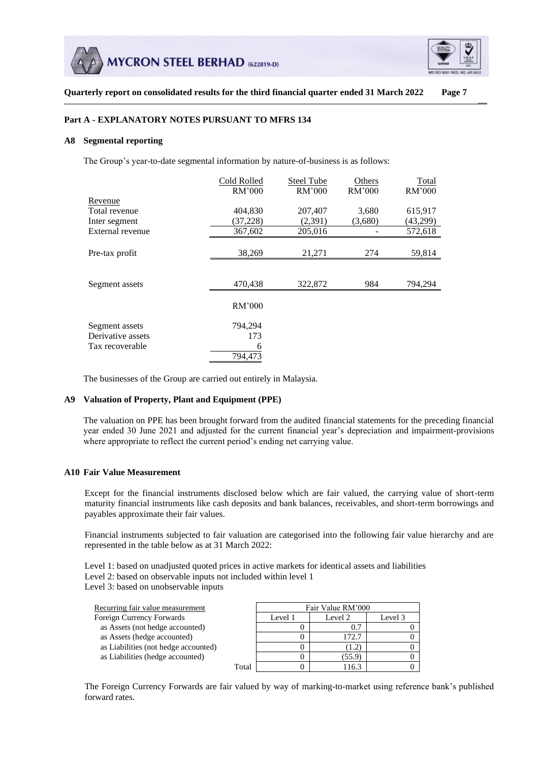## Part A - EXPLANATORY NOTES PURSUANT TO MFRS 134

### A8 Segmental reporting

The Group's year-to-date segmental information by nature-of-business is as follows:

| | Cold Rolled RM'000 | Steel Tube RM'000 | Others RM'000 | Total RM'000 |
|---|---|---|---|---|
| Revenue | | | | |
| Total revenue | 404,830 | 207,407 | 3,680 | 615,917 |
| Inter segment | (37,228) | (2,391) | (3,680) | (43,299) |
| External revenue | 367,602 | 205,016 | - | 572,618 |
| Pre-tax profit | 38,269 | 21,271 | 274 | 59,814 |
| Segment assets | 470,438 | 322,872 | 984 | 794,294 |

| | RM'000 |
|---|---|
| Segment assets | 794,294 |
| Derivative assets | 173 |
| Tax recoverable | 6 |
| | 794,473 |

The businesses of the Group are carried out entirely in Malaysia.

### A9 Valuation of Property, Plant and Equipment (PPE)

The valuation on PPE has been brought forward from the audited financial statements for the preceding financial year ended 30 June 2021 and adjusted for the current financial year's depreciation and impairment-provisions where appropriate to reflect the current period's ending net carrying value.

### A10 Fair Value Measurement

Except for the financial instruments disclosed below which are fair valued, the carrying value of short-term maturity financial instruments like cash deposits and bank balances, receivables, and short-term borrowings and payables approximate their fair values.

Financial instruments subjected to fair valuation are categorised into the following fair value hierarchy and are represented in the table below as at 31 March 2022:

Level 1: based on unadjusted quoted prices in active markets for identical assets and liabilities
Level 2: based on observable inputs not included within level 1
Level 3: based on unobservable inputs

| Recurring fair value measurement | Fair Value RM'000 | | |
|---|---|---|---|
| Foreign Currency Forwards | Level 1 | Level 2 | Level 3 |
| as Assets (not hedge accounted) | 0 | 0.7 | 0 |
| as Assets (hedge accounted) | 0 | 172.7 | 0 |
| as Liabilities (not hedge accounted) | 0 | (1.2) | 0 |
| as Liabilities (hedge accounted) | 0 | (55.9) | 0 |
| Total | 0 | 116.3 | 0 |

The Foreign Currency Forwards are fair valued by way of marking-to-market using reference bank's published forward rates.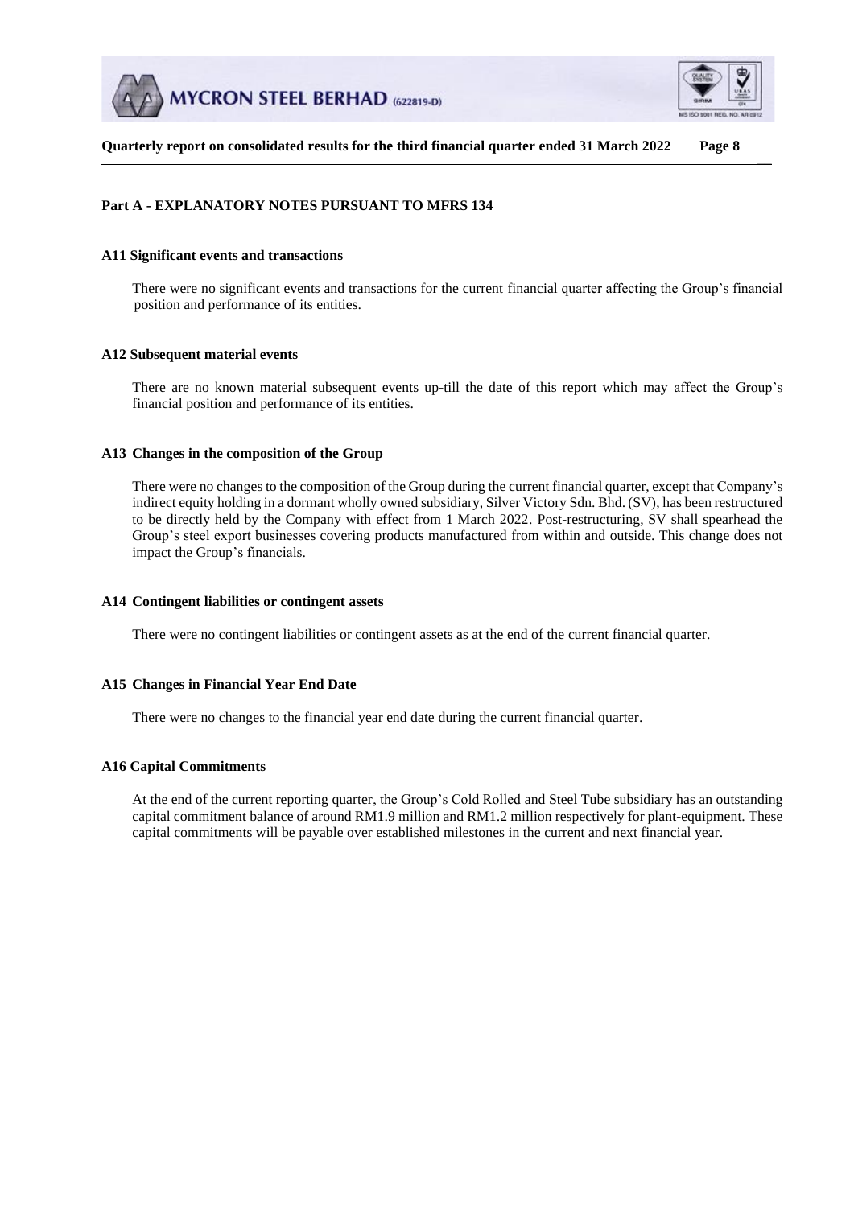## Part A - EXPLANATORY NOTES PURSUANT TO MFRS 134

### A11 Significant events and transactions

There were no significant events and transactions for the current financial quarter affecting the Group's financial position and performance of its entities.

### A12 Subsequent material events

There are no known material subsequent events up-till the date of this report which may affect the Group's financial position and performance of its entities.

### A13 Changes in the composition of the Group

There were no changes to the composition of the Group during the current financial quarter, except that Company's indirect equity holding in a dormant wholly owned subsidiary, Silver Victory Sdn. Bhd. (SV), has been restructured to be directly held by the Company with effect from 1 March 2022. Post-restructuring, SV shall spearhead the Group's steel export businesses covering products manufactured from within and outside. This change does not impact the Group's financials.

### A14 Contingent liabilities or contingent assets

There were no contingent liabilities or contingent assets as at the end of the current financial quarter.

### A15 Changes in Financial Year End Date

There were no changes to the financial year end date during the current financial quarter.

### A16 Capital Commitments

At the end of the current reporting quarter, the Group's Cold Rolled and Steel Tube subsidiary has an outstanding capital commitment balance of around RM1.9 million and RM1.2 million respectively for plant-equipment. These capital commitments will be payable over established milestones in the current and next financial year.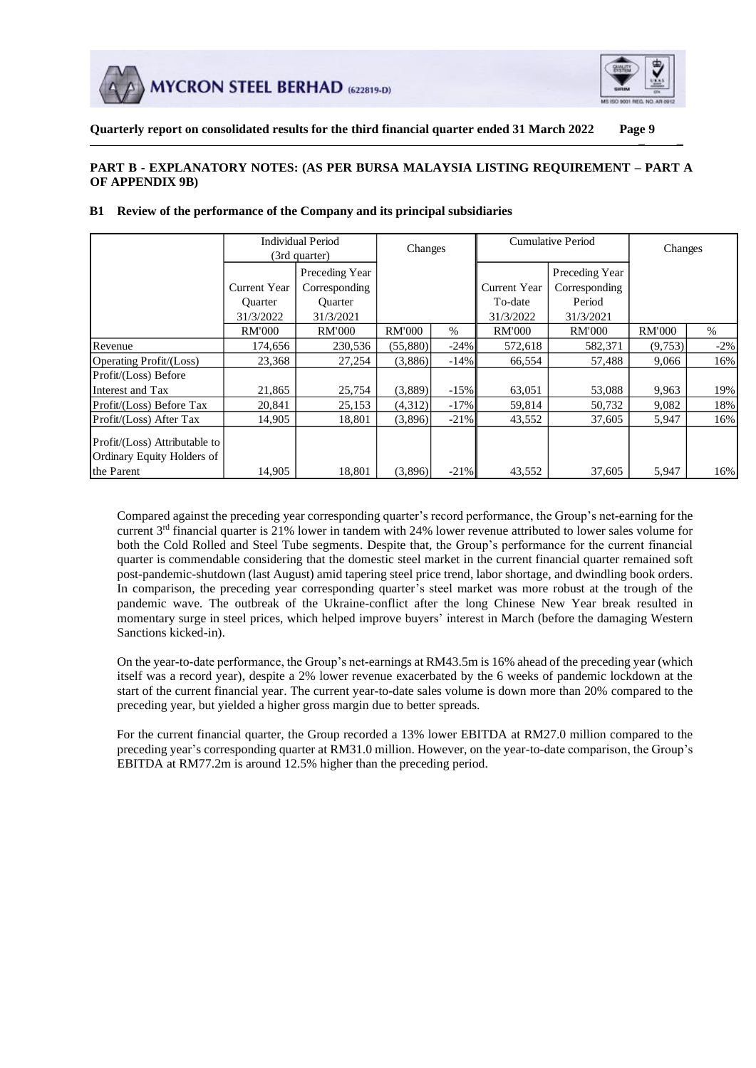## PART B - EXPLANATORY NOTES: (AS PER BURSA MALAYSIA LISTING REQUIREMENT – PART A OF APPENDIX 9B)

### B1 Review of the performance of the Company and its principal subsidiaries

| | Individual Period (3rd quarter) | | Changes | | Cumulative Period | | Changes | |
|---|---|---|---|---|---|---|---|---|
| | Current Year Quarter 31/3/2022 | Preceding Year Corresponding Quarter 31/3/2021 | | | Current Year To-date 31/3/2022 | Preceding Year Corresponding Period 31/3/2021 | | |
| | RM'000 | RM'000 | RM'000 | % | RM'000 | RM'000 | RM'000 | % |
| Revenue | 174,656 | 230,536 | (55,880) | -24% | 572,618 | 582,371 | (9,753) | -2% |
| Operating Profit/(Loss) | 23,368 | 27,254 | (3,886) | -14% | 66,554 | 57,488 | 9,066 | 16% |
| Profit/(Loss) Before Interest and Tax | 21,865 | 25,754 | (3,889) | -15% | 63,051 | 53,088 | 9,963 | 19% |
| Profit/(Loss) Before Tax | 20,841 | 25,153 | (4,312) | -17% | 59,814 | 50,732 | 9,082 | 18% |
| Profit/(Loss) After Tax | 14,905 | 18,801 | (3,896) | -21% | 43,552 | 37,605 | 5,947 | 16% |
| Profit/(Loss) Attributable to Ordinary Equity Holders of the Parent | 14,905 | 18,801 | (3,896) | -21% | 43,552 | 37,605 | 5,947 | 16% |

Compared against the preceding year corresponding quarter's record performance, the Group's net-earning for the current 3rd financial quarter is 21% lower in tandem with 24% lower revenue attributed to lower sales volume for both the Cold Rolled and Steel Tube segments. Despite that, the Group's performance for the current financial quarter is commendable considering that the domestic steel market in the current financial quarter remained soft post-pandemic-shutdown (last August) amid tapering steel price trend, labor shortage, and dwindling book orders. In comparison, the preceding year corresponding quarter's steel market was more robust at the trough of the pandemic wave. The outbreak of the Ukraine-conflict after the long Chinese New Year break resulted in momentary surge in steel prices, which helped improve buyers' interest in March (before the damaging Western Sanctions kicked-in).

On the year-to-date performance, the Group's net-earnings at RM43.5m is 16% ahead of the preceding year (which itself was a record year), despite a 2% lower revenue exacerbated by the 6 weeks of pandemic lockdown at the start of the current financial year. The current year-to-date sales volume is down more than 20% compared to the preceding year, but yielded a higher gross margin due to better spreads.

For the current financial quarter, the Group recorded a 13% lower EBITDA at RM27.0 million compared to the preceding year's corresponding quarter at RM31.0 million. However, on the year-to-date comparison, the Group's EBITDA at RM77.2m is around 12.5% higher than the preceding period.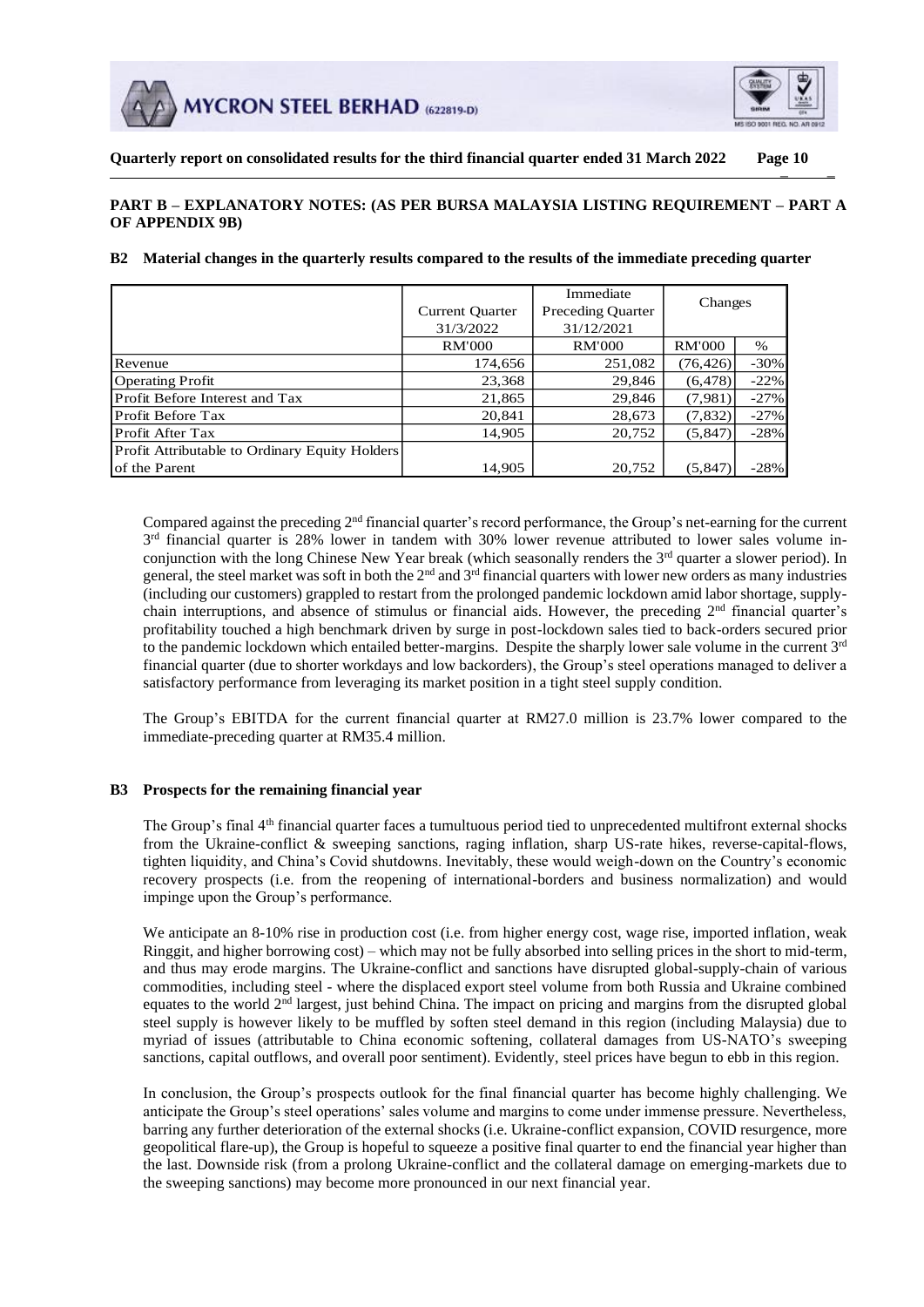## PART B – EXPLANATORY NOTES: (AS PER BURSA MALAYSIA LISTING REQUIREMENT – PART A OF APPENDIX 9B)

### B2 Material changes in the quarterly results compared to the results of the immediate preceding quarter

| | Current Quarter 31/3/2022 | Immediate Preceding Quarter 31/12/2021 | Changes | |
|---|---|---|---|---|
| | RM'000 | RM'000 | RM'000 | % |
| Revenue | 174,656 | 251,082 | (76,426) | -30% |
| Operating Profit | 23,368 | 29,846 | (6,478) | -22% |
| Profit Before Interest and Tax | 21,865 | 29,846 | (7,981) | -27% |
| Profit Before Tax | 20,841 | 28,673 | (7,832) | -27% |
| Profit After Tax | 14,905 | 20,752 | (5,847) | -28% |
| Profit Attributable to Ordinary Equity Holders of the Parent | 14,905 | 20,752 | (5,847) | -28% |

Compared against the preceding 2nd financial quarter's record performance, the Group's net-earning for the current 3rd financial quarter is 28% lower in tandem with 30% lower revenue attributed to lower sales volume in-conjunction with the long Chinese New Year break (which seasonally renders the 3rd quarter a slower period). In general, the steel market was soft in both the 2nd and 3rd financial quarters with lower new orders as many industries (including our customers) grappled to restart from the prolonged pandemic lockdown amid labor shortage, supply-chain interruptions, and absence of stimulus or financial aids. However, the preceding 2nd financial quarter's profitability touched a high benchmark driven by surge in post-lockdown sales tied to back-orders secured prior to the pandemic lockdown which entailed better-margins. Despite the sharply lower sale volume in the current 3rd financial quarter (due to shorter workdays and low backorders), the Group's steel operations managed to deliver a satisfactory performance from leveraging its market position in a tight steel supply condition.

The Group's EBITDA for the current financial quarter at RM27.0 million is 23.7% lower compared to the immediate-preceding quarter at RM35.4 million.

### B3 Prospects for the remaining financial year

The Group's final 4th financial quarter faces a tumultuous period tied to unprecedented multifront external shocks from the Ukraine-conflict & sweeping sanctions, raging inflation, sharp US-rate hikes, reverse-capital-flows, tighten liquidity, and China's Covid shutdowns. Inevitably, these would weigh-down on the Country's economic recovery prospects (i.e. from the reopening of international-borders and business normalization) and would impinge upon the Group's performance.

We anticipate an 8-10% rise in production cost (i.e. from higher energy cost, wage rise, imported inflation, weak Ringgit, and higher borrowing cost) – which may not be fully absorbed into selling prices in the short to mid-term, and thus may erode margins. The Ukraine-conflict and sanctions have disrupted global-supply-chain of various commodities, including steel - where the displaced export steel volume from both Russia and Ukraine combined equates to the world 2nd largest, just behind China. The impact on pricing and margins from the disrupted global steel supply is however likely to be muffled by soften steel demand in this region (including Malaysia) due to myriad of issues (attributable to China economic softening, collateral damages from US-NATO's sweeping sanctions, capital outflows, and overall poor sentiment). Evidently, steel prices have begun to ebb in this region.

In conclusion, the Group's prospects outlook for the final financial quarter has become highly challenging. We anticipate the Group's steel operations' sales volume and margins to come under immense pressure. Nevertheless, barring any further deterioration of the external shocks (i.e. Ukraine-conflict expansion, COVID resurgence, more geopolitical flare-up), the Group is hopeful to squeeze a positive final quarter to end the financial year higher than the last. Downside risk (from a prolong Ukraine-conflict and the collateral damage on emerging-markets due to the sweeping sanctions) may become more pronounced in our next financial year.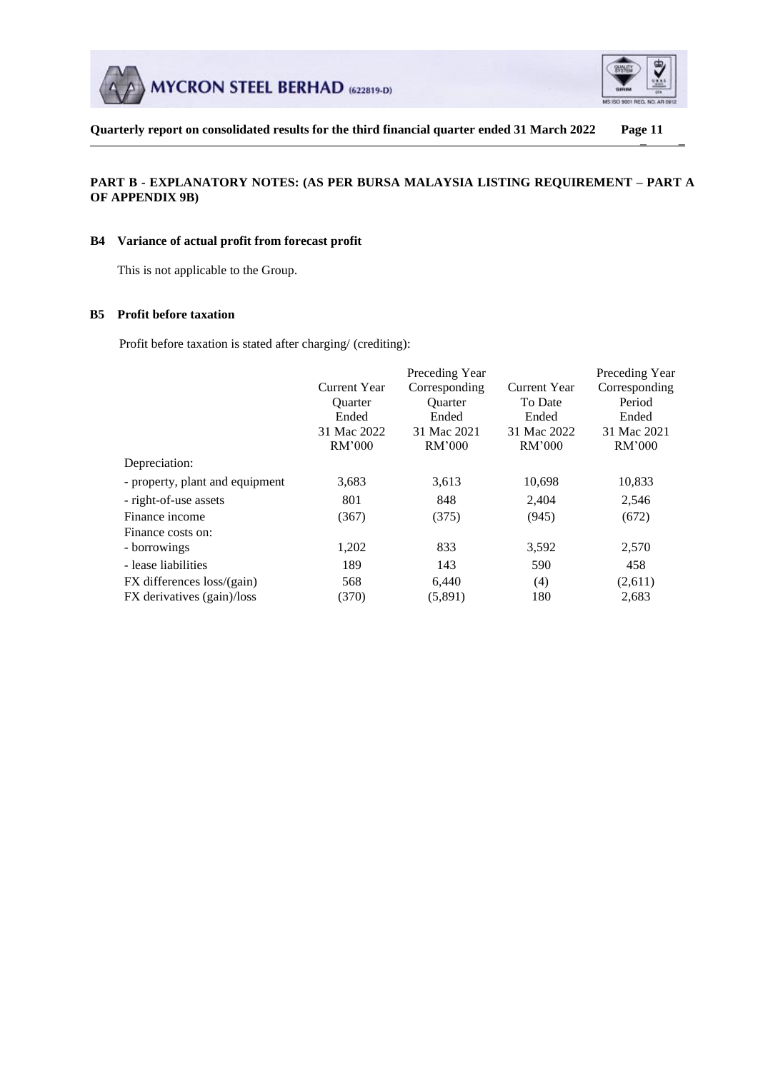## PART B - EXPLANATORY NOTES: (AS PER BURSA MALAYSIA LISTING REQUIREMENT – PART A OF APPENDIX 9B)

### B4 Variance of actual profit from forecast profit

This is not applicable to the Group.

### B5 Profit before taxation

Profit before taxation is stated after charging/ (crediting):

| | Current Year Quarter Ended 31 Mac 2022 RM'000 | Preceding Year Corresponding Quarter Ended 31 Mac 2021 RM'000 | Current Year To Date Ended 31 Mac 2022 RM'000 | Preceding Year Corresponding Period Ended 31 Mac 2021 RM'000 |
|---|---|---|---|---|
| Depreciation: | | | | |
| - property, plant and equipment | 3,683 | 3,613 | 10,698 | 10,833 |
| - right-of-use assets | 801 | 848 | 2,404 | 2,546 |
| Finance income | (367) | (375) | (945) | (672) |
| Finance costs on: | | | | |
| - borrowings | 1,202 | 833 | 3,592 | 2,570 |
| - lease liabilities | 189 | 143 | 590 | 458 |
| FX differences loss/(gain) | 568 | 6,440 | (4) | (2,611) |
| FX derivatives (gain)/loss | (370) | (5,891) | 180 | 2,683 |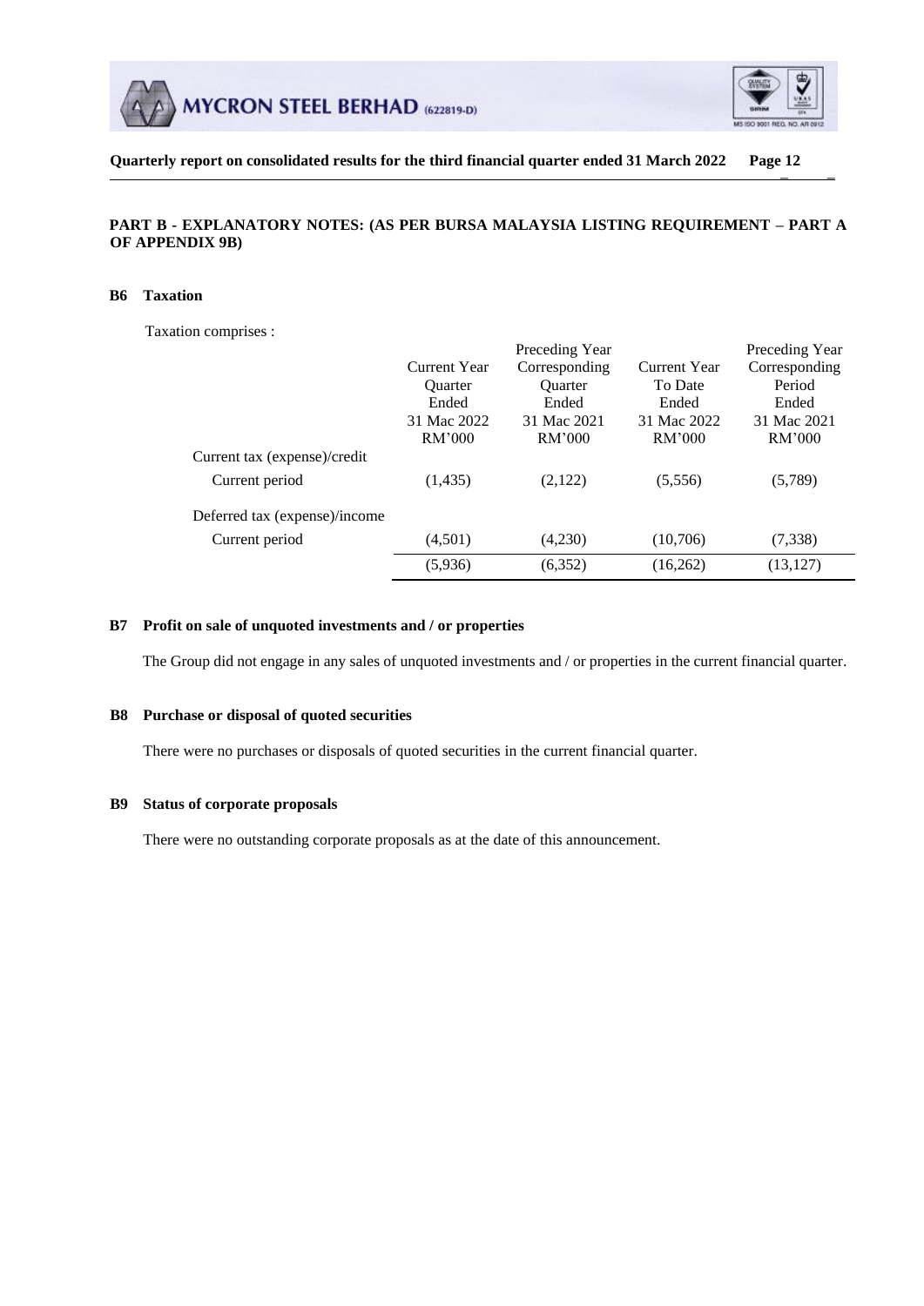**PART B - EXPLANATORY NOTES: (AS PER BURSA MALAYSIA LISTING REQUIREMENT – PART A OF APPENDIX 9B)**

**B6 Taxation**

Taxation comprises :

| | Current Year Quarter Ended 31 Mac 2022 RM'000 | Preceding Year Corresponding Quarter Ended 31 Mac 2021 RM'000 | Current Year To Date Ended 31 Mac 2022 RM'000 | Preceding Year Corresponding Period Ended 31 Mac 2021 RM'000 |
|---|---|---|---|---|
| Current tax (expense)/credit | | | | |
| Current period | (1,435) | (2,122) | (5,556) | (5,789) |
| Deferred tax (expense)/income | | | | |
| Current period | (4,501) | (4,230) | (10,706) | (7,338) |
| | (5,936) | (6,352) | (16,262) | (13,127) |

**B7 Profit on sale of unquoted investments and / or properties**

The Group did not engage in any sales of unquoted investments and / or properties in the current financial quarter.

**B8 Purchase or disposal of quoted securities**

There were no purchases or disposals of quoted securities in the current financial quarter.

**B9 Status of corporate proposals**

There were no outstanding corporate proposals as at the date of this announcement.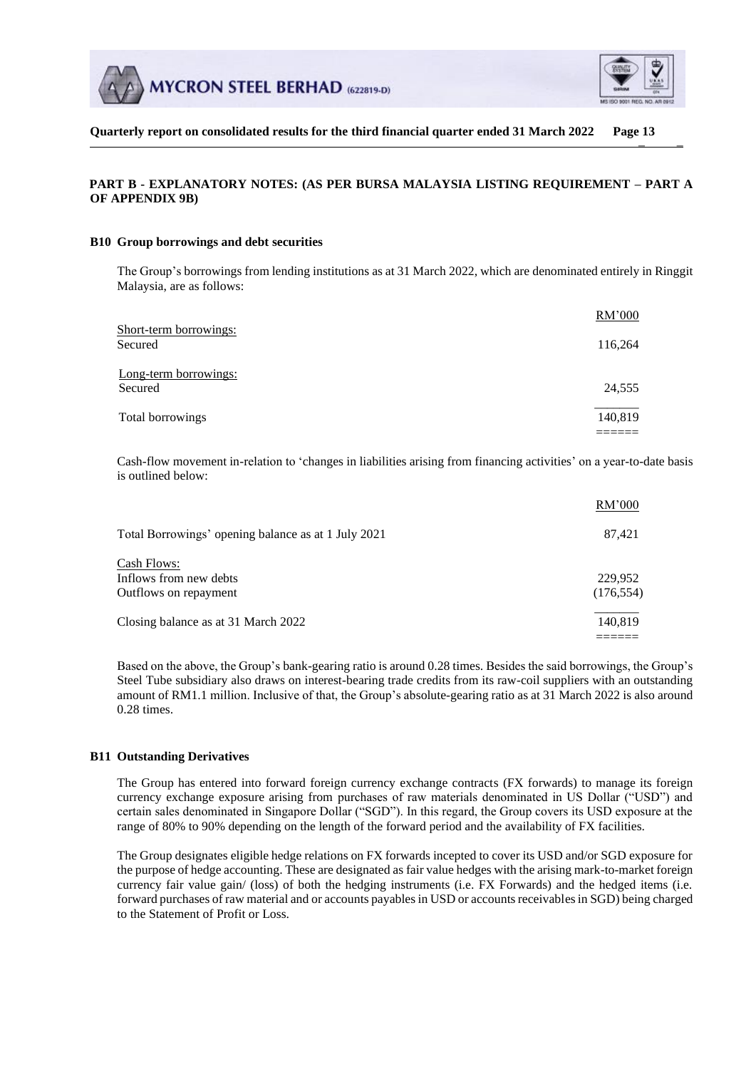## PART B - EXPLANATORY NOTES: (AS PER BURSA MALAYSIA LISTING REQUIREMENT – PART A OF APPENDIX 9B)

### B10 Group borrowings and debt securities

The Group's borrowings from lending institutions as at 31 March 2022, which are denominated entirely in Ringgit Malaysia, are as follows:

| | RM'000 |
|---|---|
| Short-term borrowings: | |
| Secured | 116,264 |
| Long-term borrowings: | |
| Secured | 24,555 |
| Total borrowings | 140,819 |

Cash-flow movement in-relation to 'changes in liabilities arising from financing activities' on a year-to-date basis is outlined below:

| | RM'000 |
|---|---|
| Total Borrowings' opening balance as at 1 July 2021 | 87,421 |
| Cash Flows: | |
| Inflows from new debts | 229,952 |
| Outflows on repayment | (176,554) |
| Closing balance as at 31 March 2022 | 140,819 |

Based on the above, the Group's bank-gearing ratio is around 0.28 times. Besides the said borrowings, the Group's Steel Tube subsidiary also draws on interest-bearing trade credits from its raw-coil suppliers with an outstanding amount of RM1.1 million. Inclusive of that, the Group's absolute-gearing ratio as at 31 March 2022 is also around 0.28 times.

### B11 Outstanding Derivatives

The Group has entered into forward foreign currency exchange contracts (FX forwards) to manage its foreign currency exchange exposure arising from purchases of raw materials denominated in US Dollar ("USD") and certain sales denominated in Singapore Dollar ("SGD"). In this regard, the Group covers its USD exposure at the range of 80% to 90% depending on the length of the forward period and the availability of FX facilities.

The Group designates eligible hedge relations on FX forwards incepted to cover its USD and/or SGD exposure for the purpose of hedge accounting. These are designated as fair value hedges with the arising mark-to-market foreign currency fair value gain/ (loss) of both the hedging instruments (i.e. FX Forwards) and the hedged items (i.e. forward purchases of raw material and or accounts payables in USD or accounts receivables in SGD) being charged to the Statement of Profit or Loss.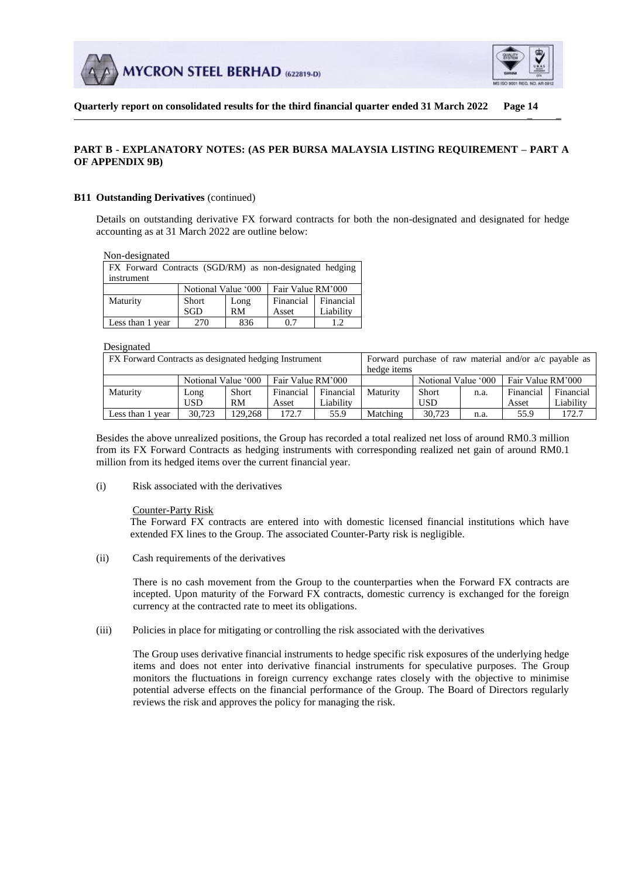**PART B - EXPLANATORY NOTES: (AS PER BURSA MALAYSIA LISTING REQUIREMENT – PART A OF APPENDIX 9B)**

**B11 Outstanding Derivatives** (continued)

Details on outstanding derivative FX forward contracts for both the non-designated and designated for hedge accounting as at 31 March 2022 are outline below:

Non-designated

| FX Forward Contracts (SGD/RM) as non-designated hedging instrument | | | | |
|---|---|---|---|---|
| | Notional Value '000 | | Fair Value RM'000 | |
| Maturity | Short SGD | Long RM | Financial Asset | Financial Liability |
| Less than 1 year | 270 | 836 | 0.7 | 1.2 |

Designated

| FX Forward Contracts as designated hedging Instrument | | | | | Forward purchase of raw material and/or a/c payable as hedge items | | | | |
|---|---|---|---|---|---|---|---|---|---|
| | Notional Value '000 | | Fair Value RM'000 | | | Notional Value '000 | | Fair Value RM'000 | |
| Maturity | Long USD | Short RM | Financial Asset | Financial Liability | Maturity | Short USD | n.a. | Financial Asset | Financial Liability |
| Less than 1 year | 30,723 | 129,268 | 172.7 | 55.9 | Matching | 30,723 | n.a. | 55.9 | 172.7 |

Besides the above unrealized positions, the Group has recorded a total realized net loss of around RM0.3 million from its FX Forward Contracts as hedging instruments with corresponding realized net gain of around RM0.1 million from its hedged items over the current financial year.

(i) Risk associated with the derivatives

Counter-Party Risk

The Forward FX contracts are entered into with domestic licensed financial institutions which have extended FX lines to the Group. The associated Counter-Party risk is negligible.

(ii) Cash requirements of the derivatives

There is no cash movement from the Group to the counterparties when the Forward FX contracts are incepted. Upon maturity of the Forward FX contracts, domestic currency is exchanged for the foreign currency at the contracted rate to meet its obligations.

(iii) Policies in place for mitigating or controlling the risk associated with the derivatives

The Group uses derivative financial instruments to hedge specific risk exposures of the underlying hedge items and does not enter into derivative financial instruments for speculative purposes. The Group monitors the fluctuations in foreign currency exchange rates closely with the objective to minimise potential adverse effects on the financial performance of the Group. The Board of Directors regularly reviews the risk and approves the policy for managing the risk.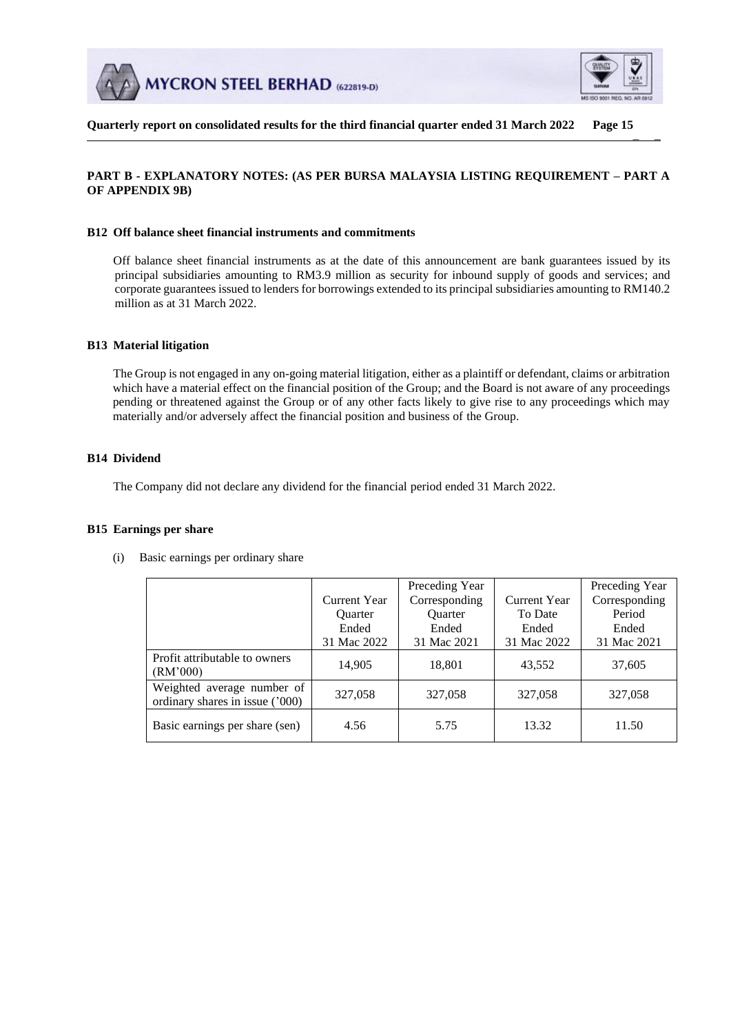## PART B - EXPLANATORY NOTES: (AS PER BURSA MALAYSIA LISTING REQUIREMENT – PART A OF APPENDIX 9B)

### B12 Off balance sheet financial instruments and commitments

Off balance sheet financial instruments as at the date of this announcement are bank guarantees issued by its principal subsidiaries amounting to RM3.9 million as security for inbound supply of goods and services; and corporate guarantees issued to lenders for borrowings extended to its principal subsidiaries amounting to RM140.2 million as at 31 March 2022.

### B13 Material litigation

The Group is not engaged in any on-going material litigation, either as a plaintiff or defendant, claims or arbitration which have a material effect on the financial position of the Group; and the Board is not aware of any proceedings pending or threatened against the Group or of any other facts likely to give rise to any proceedings which may materially and/or adversely affect the financial position and business of the Group.

### B14 Dividend

The Company did not declare any dividend for the financial period ended 31 March 2022.

### B15 Earnings per share

(i) Basic earnings per ordinary share

| | Current Year Quarter Ended 31 Mac 2022 | Preceding Year Corresponding Quarter Ended 31 Mac 2021 | Current Year To Date Ended 31 Mac 2022 | Preceding Year Corresponding Period Ended 31 Mac 2021 |
|---|---|---|---|---|
| Profit attributable to owners (RM'000) | 14,905 | 18,801 | 43,552 | 37,605 |
| Weighted average number of ordinary shares in issue ('000) | 327,058 | 327,058 | 327,058 | 327,058 |
| Basic earnings per share (sen) | 4.56 | 5.75 | 13.32 | 11.50 |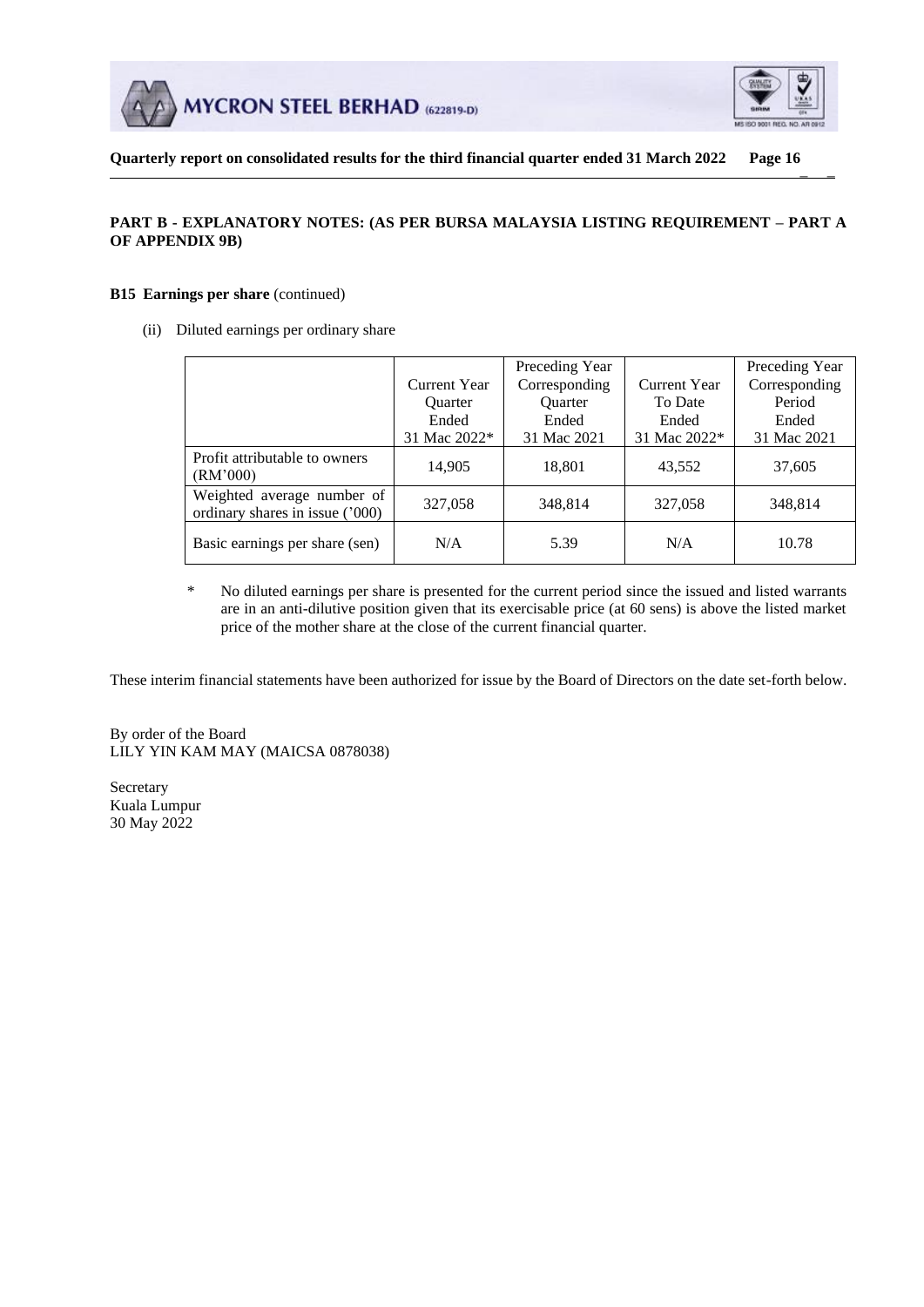**PART B - EXPLANATORY NOTES: (AS PER BURSA MALAYSIA LISTING REQUIREMENT – PART A OF APPENDIX 9B)**

**B15 Earnings per share** (continued)

(ii) Diluted earnings per ordinary share

| | Current Year Quarter Ended 31 Mac 2022* | Preceding Year Corresponding Quarter Ended 31 Mac 2021 | Current Year To Date Ended 31 Mac 2022* | Preceding Year Corresponding Period Ended 31 Mac 2021 |
|---|---|---|---|---|
| Profit attributable to owners (RM'000) | 14,905 | 18,801 | 43,552 | 37,605 |
| Weighted average number of ordinary shares in issue ('000) | 327,058 | 348,814 | 327,058 | 348,814 |
| Basic earnings per share (sen) | N/A | 5.39 | N/A | 10.78 |

\* No diluted earnings per share is presented for the current period since the issued and listed warrants are in an anti-dilutive position given that its exercisable price (at 60 sens) is above the listed market price of the mother share at the close of the current financial quarter.

These interim financial statements have been authorized for issue by the Board of Directors on the date set-forth below.

By order of the Board
LILY YIN KAM MAY (MAICSA 0878038)

Secretary
Kuala Lumpur
30 May 2022